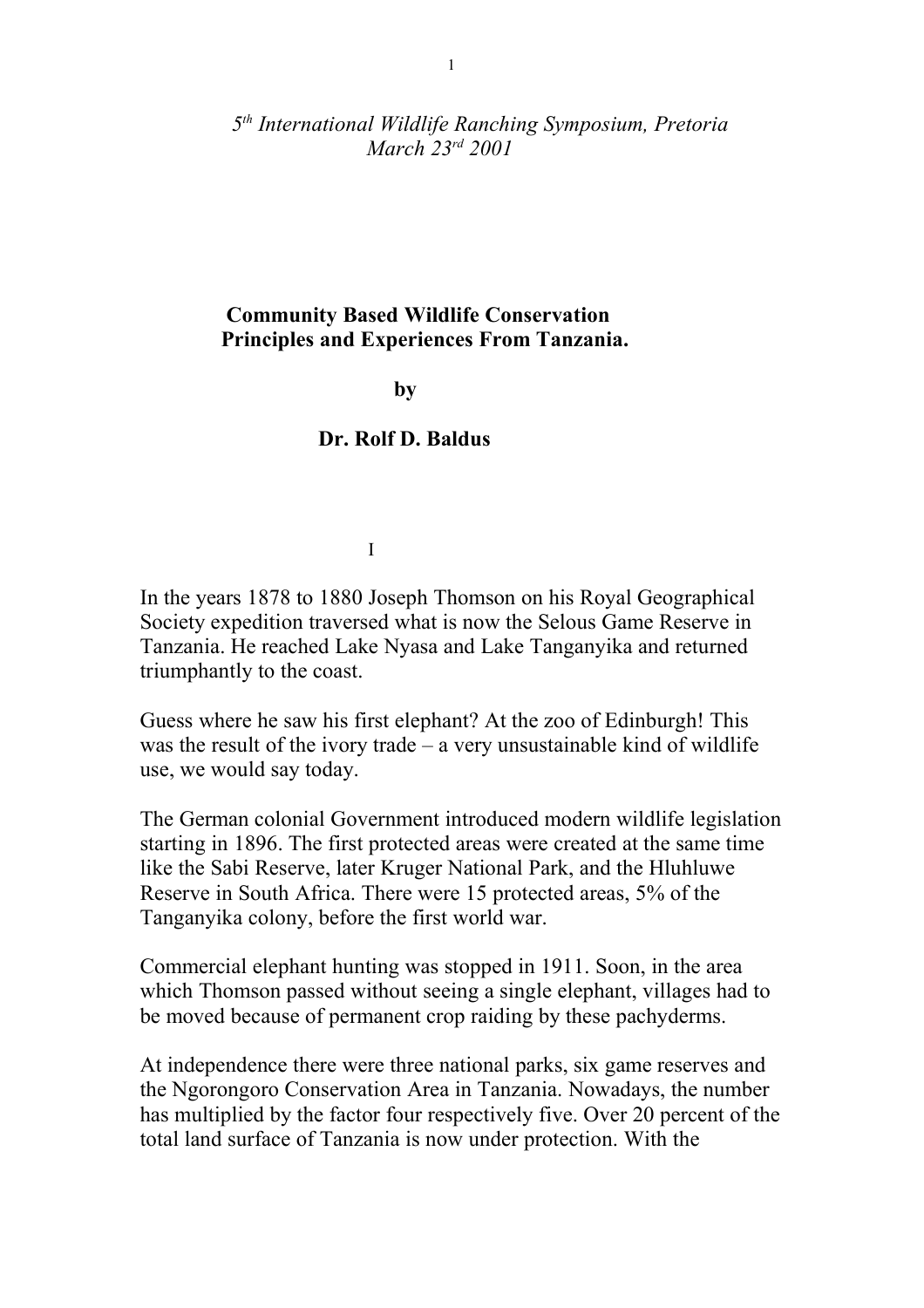*5th International Wildlife Ranching Symposium, Pretoria*
*March 23rd 2001*

# Community Based Wildlife Conservation Principles and Experiences From Tanzania.

**by**

**Dr. Rolf D. Baldus**

## I

In the years 1878 to 1880 Joseph Thomson on his Royal Geographical Society expedition traversed what is now the Selous Game Reserve in Tanzania. He reached Lake Nyasa and Lake Tanganyika and returned triumphantly to the coast.

Guess where he saw his first elephant? At the zoo of Edinburgh! This was the result of the ivory trade – a very unsustainable kind of wildlife use, we would say today.

The German colonial Government introduced modern wildlife legislation starting in 1896. The first protected areas were created at the same time like the Sabi Reserve, later Kruger National Park, and the Hluhluwe Reserve in South Africa. There were 15 protected areas, 5% of the Tanganyika colony, before the first world war.

Commercial elephant hunting was stopped in 1911. Soon, in the area which Thomson passed without seeing a single elephant, villages had to be moved because of permanent crop raiding by these pachyderms.

At independence there were three national parks, six game reserves and the Ngorongoro Conservation Area in Tanzania. Nowadays, the number has multiplied by the factor four respectively five. Over 20 percent of the total land surface of Tanzania is now under protection. With the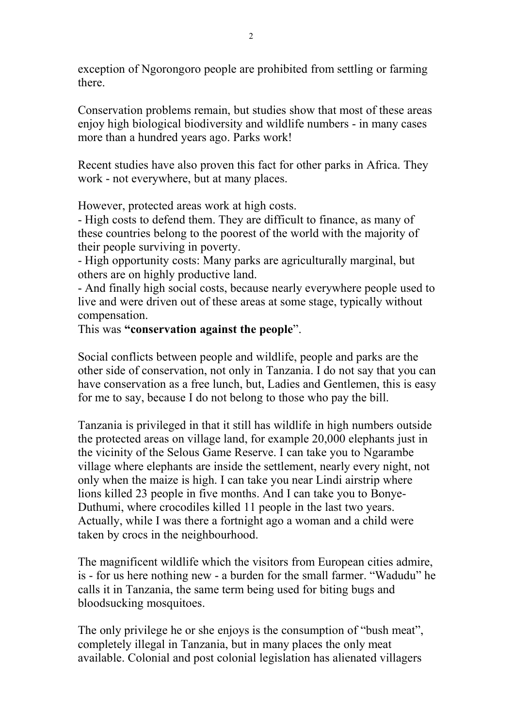exception of Ngorongoro people are prohibited from settling or farming there.

Conservation problems remain, but studies show that most of these areas enjoy high biological biodiversity and wildlife numbers - in many cases more than a hundred years ago. Parks work!

Recent studies have also proven this fact for other parks in Africa. They work - not everywhere, but at many places.

However, protected areas work at high costs.
- High costs to defend them. They are difficult to finance, as many of these countries belong to the poorest of the world with the majority of their people surviving in poverty.
- High opportunity costs: Many parks are agriculturally marginal, but others are on highly productive land.
- And finally high social costs, because nearly everywhere people used to live and were driven out of these areas at some stage, typically without compensation.

This was **"conservation against the people**".

Social conflicts between people and wildlife, people and parks are the other side of conservation, not only in Tanzania. I do not say that you can have conservation as a free lunch, but, Ladies and Gentlemen, this is easy for me to say, because I do not belong to those who pay the bill.

Tanzania is privileged in that it still has wildlife in high numbers outside the protected areas on village land, for example 20,000 elephants just in the vicinity of the Selous Game Reserve. I can take you to Ngarambe village where elephants are inside the settlement, nearly every night, not only when the maize is high. I can take you near Lindi airstrip where lions killed 23 people in five months. And I can take you to Bonye-Duthumi, where crocodiles killed 11 people in the last two years. Actually, while I was there a fortnight ago a woman and a child were taken by crocs in the neighbourhood.

The magnificent wildlife which the visitors from European cities admire, is - for us here nothing new - a burden for the small farmer. "Wadudu" he calls it in Tanzania, the same term being used for biting bugs and bloodsucking mosquitoes.

The only privilege he or she enjoys is the consumption of "bush meat", completely illegal in Tanzania, but in many places the only meat available. Colonial and post colonial legislation has alienated villagers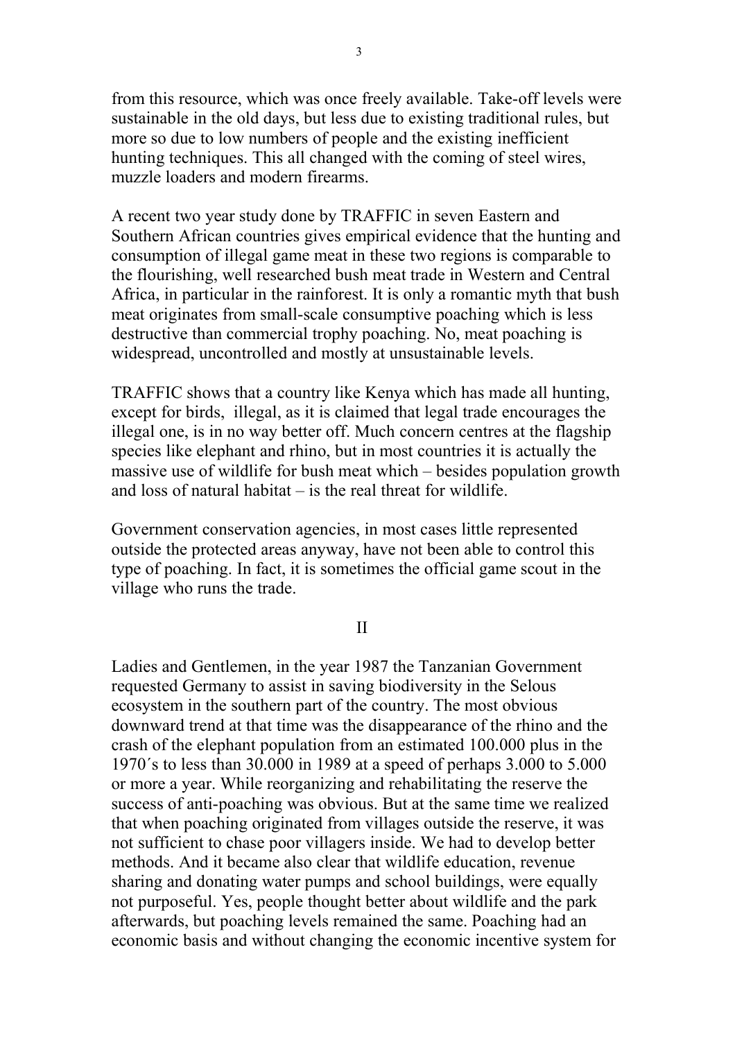from this resource, which was once freely available. Take-off levels were sustainable in the old days, but less due to existing traditional rules, but more so due to low numbers of people and the existing inefficient hunting techniques. This all changed with the coming of steel wires, muzzle loaders and modern firearms.

A recent two year study done by TRAFFIC in seven Eastern and Southern African countries gives empirical evidence that the hunting and consumption of illegal game meat in these two regions is comparable to the flourishing, well researched bush meat trade in Western and Central Africa, in particular in the rainforest. It is only a romantic myth that bush meat originates from small-scale consumptive poaching which is less destructive than commercial trophy poaching. No, meat poaching is widespread, uncontrolled and mostly at unsustainable levels.

TRAFFIC shows that a country like Kenya which has made all hunting, except for birds, illegal, as it is claimed that legal trade encourages the illegal one, is in no way better off. Much concern centres at the flagship species like elephant and rhino, but in most countries it is actually the massive use of wildlife for bush meat which – besides population growth and loss of natural habitat – is the real threat for wildlife.

Government conservation agencies, in most cases little represented outside the protected areas anyway, have not been able to control this type of poaching. In fact, it is sometimes the official game scout in the village who runs the trade.

## II

Ladies and Gentlemen, in the year 1987 the Tanzanian Government requested Germany to assist in saving biodiversity in the Selous ecosystem in the southern part of the country. The most obvious downward trend at that time was the disappearance of the rhino and the crash of the elephant population from an estimated 100.000 plus in the 1970´s to less than 30.000 in 1989 at a speed of perhaps 3.000 to 5.000 or more a year. While reorganizing and rehabilitating the reserve the success of anti-poaching was obvious. But at the same time we realized that when poaching originated from villages outside the reserve, it was not sufficient to chase poor villagers inside. We had to develop better methods. And it became also clear that wildlife education, revenue sharing and donating water pumps and school buildings, were equally not purposeful. Yes, people thought better about wildlife and the park afterwards, but poaching levels remained the same. Poaching had an economic basis and without changing the economic incentive system for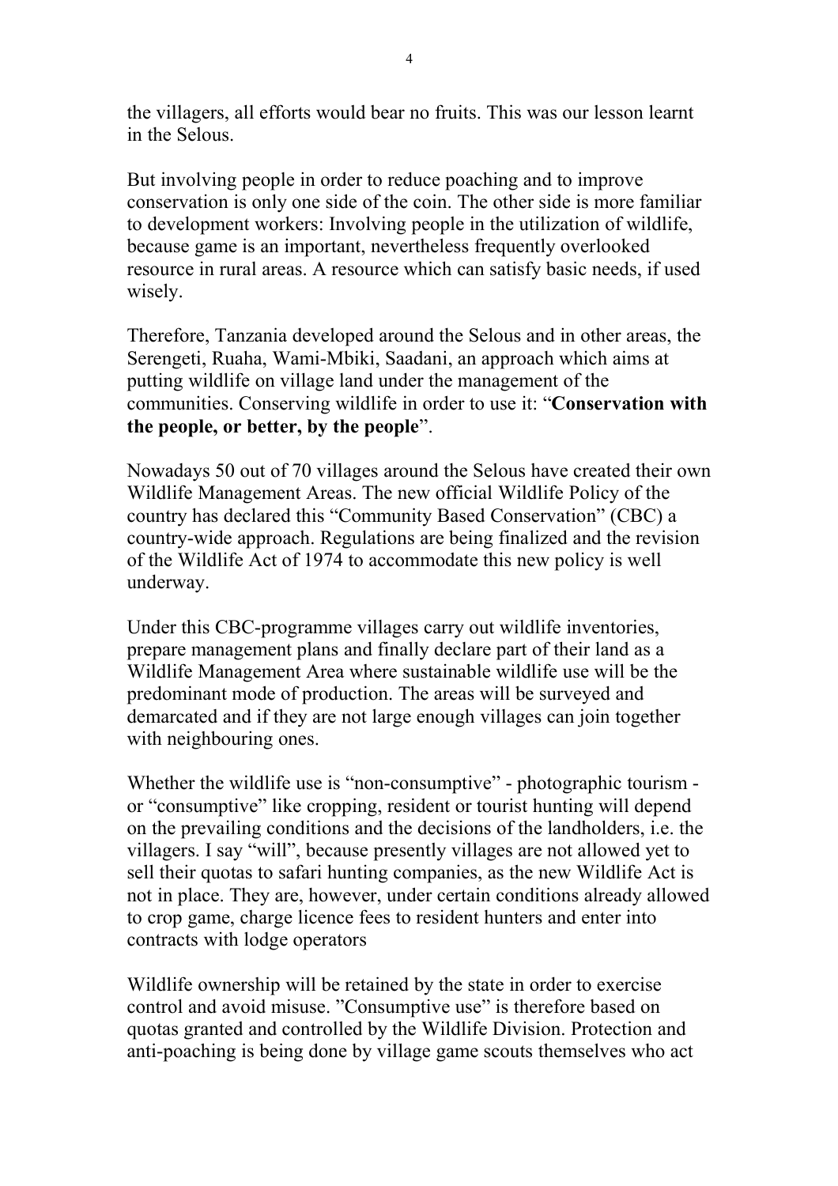the villagers, all efforts would bear no fruits. This was our lesson learnt in the Selous.

But involving people in order to reduce poaching and to improve conservation is only one side of the coin. The other side is more familiar to development workers: Involving people in the utilization of wildlife, because game is an important, nevertheless frequently overlooked resource in rural areas. A resource which can satisfy basic needs, if used wisely.

Therefore, Tanzania developed around the Selous and in other areas, the Serengeti, Ruaha, Wami-Mbiki, Saadani, an approach which aims at putting wildlife on village land under the management of the communities. Conserving wildlife in order to use it: "**Conservation with the people, or better, by the people**".

Nowadays 50 out of 70 villages around the Selous have created their own Wildlife Management Areas. The new official Wildlife Policy of the country has declared this "Community Based Conservation" (CBC) a country-wide approach. Regulations are being finalized and the revision of the Wildlife Act of 1974 to accommodate this new policy is well underway.

Under this CBC-programme villages carry out wildlife inventories, prepare management plans and finally declare part of their land as a Wildlife Management Area where sustainable wildlife use will be the predominant mode of production. The areas will be surveyed and demarcated and if they are not large enough villages can join together with neighbouring ones.

Whether the wildlife use is "non-consumptive" - photographic tourism - or "consumptive" like cropping, resident or tourist hunting will depend on the prevailing conditions and the decisions of the landholders, i.e. the villagers. I say "will", because presently villages are not allowed yet to sell their quotas to safari hunting companies, as the new Wildlife Act is not in place. They are, however, under certain conditions already allowed to crop game, charge licence fees to resident hunters and enter into contracts with lodge operators

Wildlife ownership will be retained by the state in order to exercise control and avoid misuse. "Consumptive use" is therefore based on quotas granted and controlled by the Wildlife Division. Protection and anti-poaching is being done by village game scouts themselves who act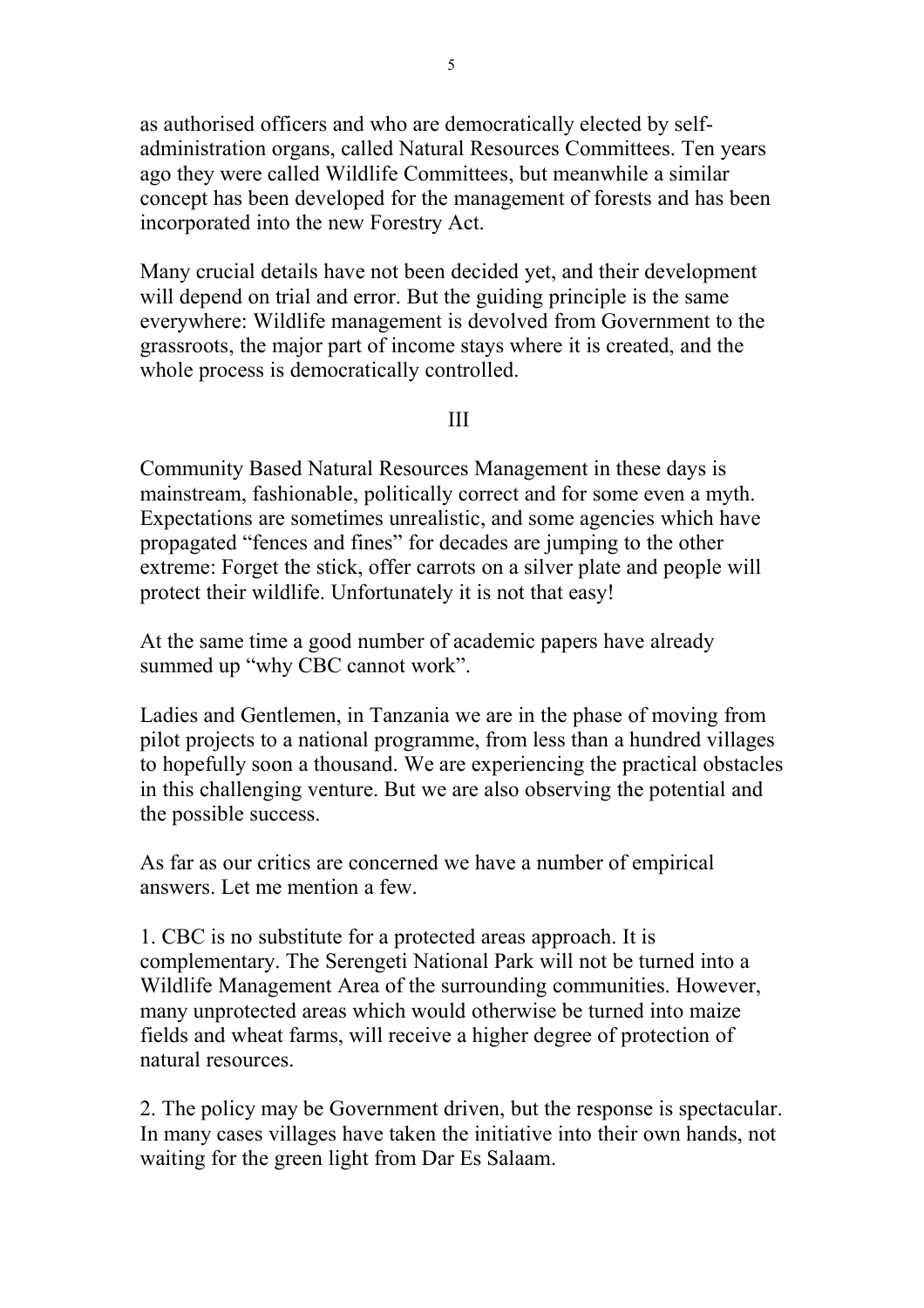as authorised officers and who are democratically elected by self-administration organs, called Natural Resources Committees. Ten years ago they were called Wildlife Committees, but meanwhile a similar concept has been developed for the management of forests and has been incorporated into the new Forestry Act.

Many crucial details have not been decided yet, and their development will depend on trial and error. But the guiding principle is the same everywhere: Wildlife management is devolved from Government to the grassroots, the major part of income stays where it is created, and the whole process is democratically controlled.

## III

Community Based Natural Resources Management in these days is mainstream, fashionable, politically correct and for some even a myth. Expectations are sometimes unrealistic, and some agencies which have propagated "fences and fines" for decades are jumping to the other extreme: Forget the stick, offer carrots on a silver plate and people will protect their wildlife. Unfortunately it is not that easy!

At the same time a good number of academic papers have already summed up "why CBC cannot work".

Ladies and Gentlemen, in Tanzania we are in the phase of moving from pilot projects to a national programme, from less than a hundred villages to hopefully soon a thousand. We are experiencing the practical obstacles in this challenging venture. But we are also observing the potential and the possible success.

As far as our critics are concerned we have a number of empirical answers. Let me mention a few.

1. CBC is no substitute for a protected areas approach. It is complementary. The Serengeti National Park will not be turned into a Wildlife Management Area of the surrounding communities. However, many unprotected areas which would otherwise be turned into maize fields and wheat farms, will receive a higher degree of protection of natural resources.

2. The policy may be Government driven, but the response is spectacular. In many cases villages have taken the initiative into their own hands, not waiting for the green light from Dar Es Salaam.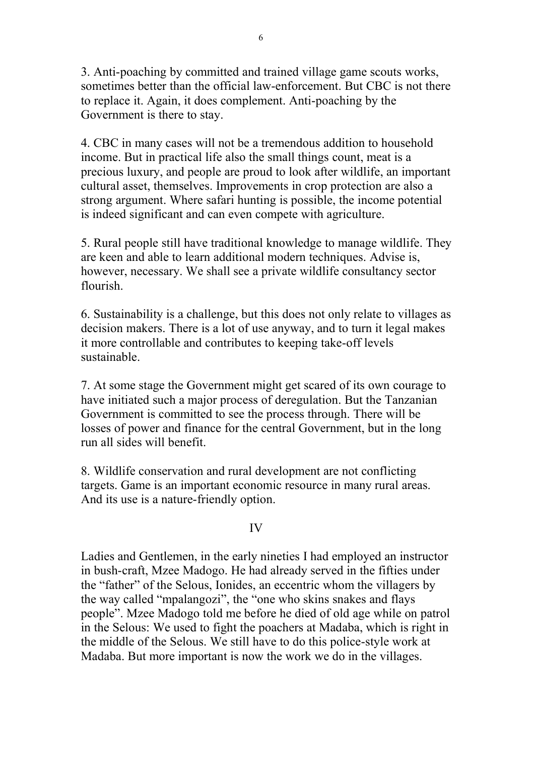3. Anti-poaching by committed and trained village game scouts works, sometimes better than the official law-enforcement. But CBC is not there to replace it. Again, it does complement. Anti-poaching by the Government is there to stay.

4. CBC in many cases will not be a tremendous addition to household income. But in practical life also the small things count, meat is a precious luxury, and people are proud to look after wildlife, an important cultural asset, themselves. Improvements in crop protection are also a strong argument. Where safari hunting is possible, the income potential is indeed significant and can even compete with agriculture.

5. Rural people still have traditional knowledge to manage wildlife. They are keen and able to learn additional modern techniques. Advise is, however, necessary. We shall see a private wildlife consultancy sector flourish.

6. Sustainability is a challenge, but this does not only relate to villages as decision makers. There is a lot of use anyway, and to turn it legal makes it more controllable and contributes to keeping take-off levels sustainable.

7. At some stage the Government might get scared of its own courage to have initiated such a major process of deregulation. But the Tanzanian Government is committed to see the process through. There will be losses of power and finance for the central Government, but in the long run all sides will benefit.

8. Wildlife conservation and rural development are not conflicting targets. Game is an important economic resource in many rural areas. And its use is a nature-friendly option.

## IV

Ladies and Gentlemen, in the early nineties I had employed an instructor in bush-craft, Mzee Madogo. He had already served in the fifties under the "father" of the Selous, Ionides, an eccentric whom the villagers by the way called "mpalangozi", the "one who skins snakes and flays people". Mzee Madogo told me before he died of old age while on patrol in the Selous: We used to fight the poachers at Madaba, which is right in the middle of the Selous. We still have to do this police-style work at Madaba. But more important is now the work we do in the villages.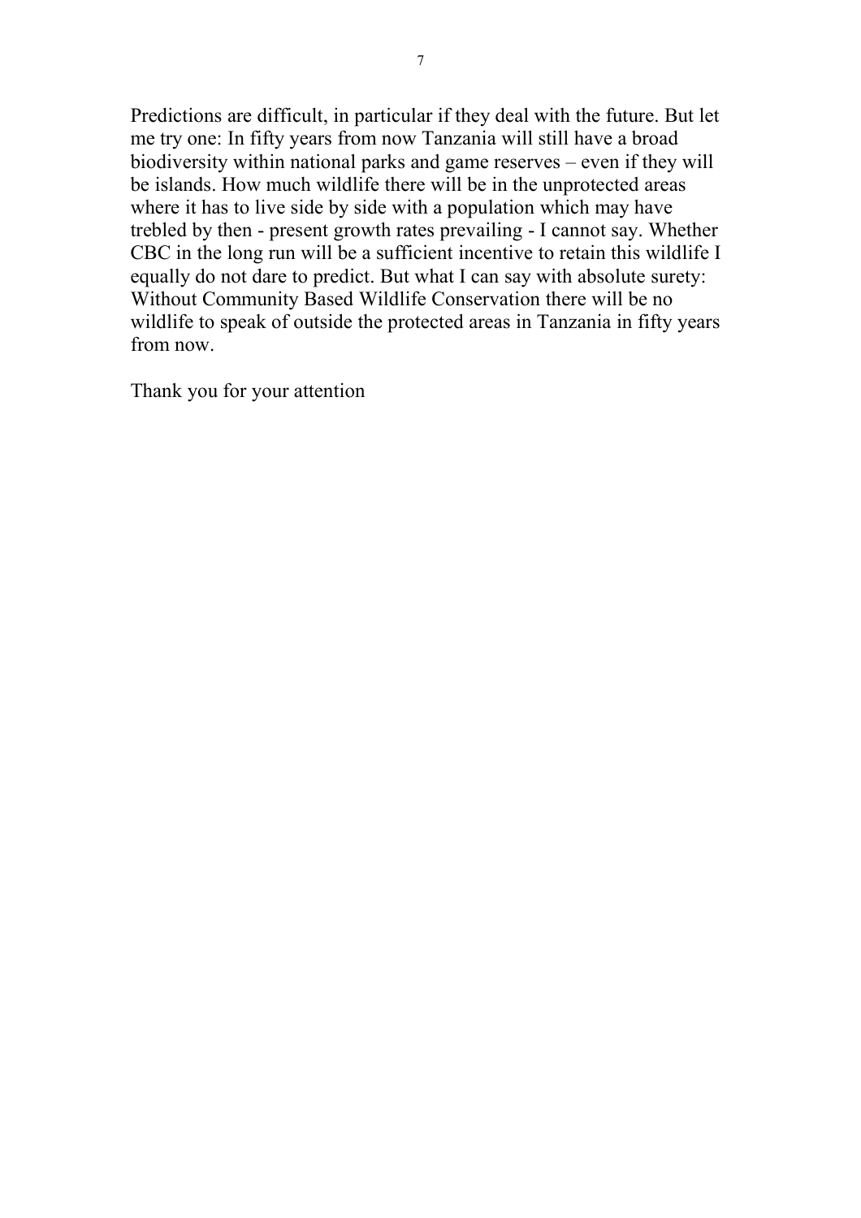Predictions are difficult, in particular if they deal with the future. But let me try one: In fifty years from now Tanzania will still have a broad biodiversity within national parks and game reserves – even if they will be islands. How much wildlife there will be in the unprotected areas where it has to live side by side with a population which may have trebled by then - present growth rates prevailing - I cannot say. Whether CBC in the long run will be a sufficient incentive to retain this wildlife I equally do not dare to predict. But what I can say with absolute surety: Without Community Based Wildlife Conservation there will be no wildlife to speak of outside the protected areas in Tanzania in fifty years from now.

Thank you for your attention